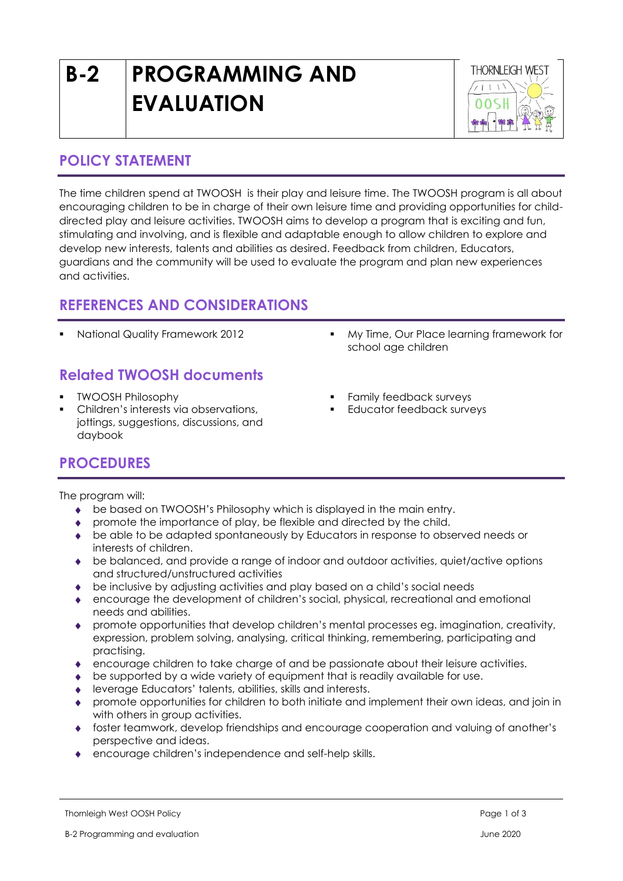# B-2 PROGRAMMING AND EVALUATION

## POLICY STATEMENT

The time children spend at TWOOSH is their play and leisure time. The TWOOSH program is all about encouraging children to be in charge of their own leisure time and providing opportunities for child-directed play and leisure activities. TWOOSH aims to develop a program that is exciting and fun, stimulating and involving, and is flexible and adaptable enough to allow children to explore and develop new interests, talents and abilities as desired. Feedback from children, Educators, guardians and the community will be used to evaluate the program and plan new experiences and activities.

## REFERENCES AND CONSIDERATIONS

- National Quality Framework 2012
- My Time, Our Place learning framework for school age children

### Related TWOOSH documents

- TWOOSH Philosophy
- Children's interests via observations, jottings, suggestions, discussions, and daybook
- Family feedback surveys
- Educator feedback surveys

## PROCEDURES

The program will:

- be based on TWOOSH's Philosophy which is displayed in the main entry.
- promote the importance of play, be flexible and directed by the child.
- be able to be adapted spontaneously by Educators in response to observed needs or interests of children.
- be balanced, and provide a range of indoor and outdoor activities, quiet/active options and structured/unstructured activities
- be inclusive by adjusting activities and play based on a child's social needs
- encourage the development of children's social, physical, recreational and emotional needs and abilities.
- promote opportunities that develop children's mental processes eg. imagination, creativity, expression, problem solving, analysing, critical thinking, remembering, participating and practising.
- encourage children to take charge of and be passionate about their leisure activities.
- be supported by a wide variety of equipment that is readily available for use.
- leverage Educators' talents, abilities, skills and interests.
- promote opportunities for children to both initiate and implement their own ideas, and join in with others in group activities.
- foster teamwork, develop friendships and encourage cooperation and valuing of another's perspective and ideas.
- encourage children's independence and self-help skills.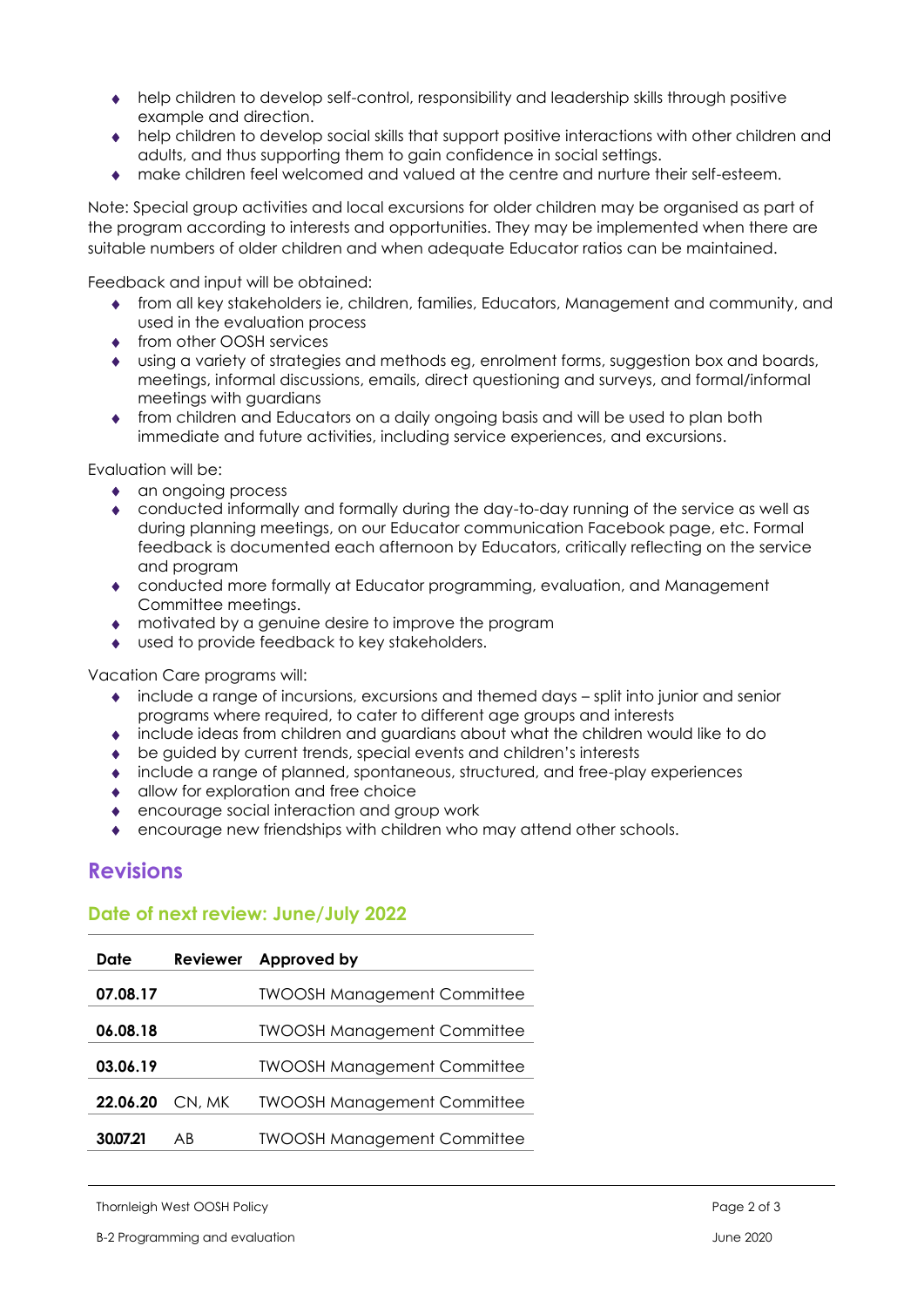- help children to develop self-control, responsibility and leadership skills through positive example and direction.
- help children to develop social skills that support positive interactions with other children and adults, and thus supporting them to gain confidence in social settings.
- make children feel welcomed and valued at the centre and nurture their self-esteem.

Note: Special group activities and local excursions for older children may be organised as part of the program according to interests and opportunities. They may be implemented when there are suitable numbers of older children and when adequate Educator ratios can be maintained.

Feedback and input will be obtained:

- from all key stakeholders ie, children, families, Educators, Management and community, and used in the evaluation process
- from other OOSH services
- using a variety of strategies and methods eg, enrolment forms, suggestion box and boards, meetings, informal discussions, emails, direct questioning and surveys, and formal/informal meetings with guardians
- from children and Educators on a daily ongoing basis and will be used to plan both immediate and future activities, including service experiences, and excursions.

Evaluation will be:

- an ongoing process
- conducted informally and formally during the day-to-day running of the service as well as during planning meetings, on our Educator communication Facebook page, etc. Formal feedback is documented each afternoon by Educators, critically reflecting on the service and program
- conducted more formally at Educator programming, evaluation, and Management Committee meetings.
- motivated by a genuine desire to improve the program
- used to provide feedback to key stakeholders.

Vacation Care programs will:

- include a range of incursions, excursions and themed days – split into junior and senior programs where required, to cater to different age groups and interests
- include ideas from children and guardians about what the children would like to do
- be guided by current trends, special events and children's interests
- include a range of planned, spontaneous, structured, and free-play experiences
- allow for exploration and free choice
- encourage social interaction and group work
- encourage new friendships with children who may attend other schools.

## Revisions

### Date of next review: June/July 2022

| Date | Reviewer | Approved by |
|---|---|---|
| **07.08.17** | | TWOOSH Management Committee |
| **06.08.18** | | TWOOSH Management Committee |
| **03.06.19** | | TWOOSH Management Committee |
| **22.06.20** | CN, MK | TWOOSH Management Committee |
| **30.07.21** | AB | TWOOSH Management Committee |